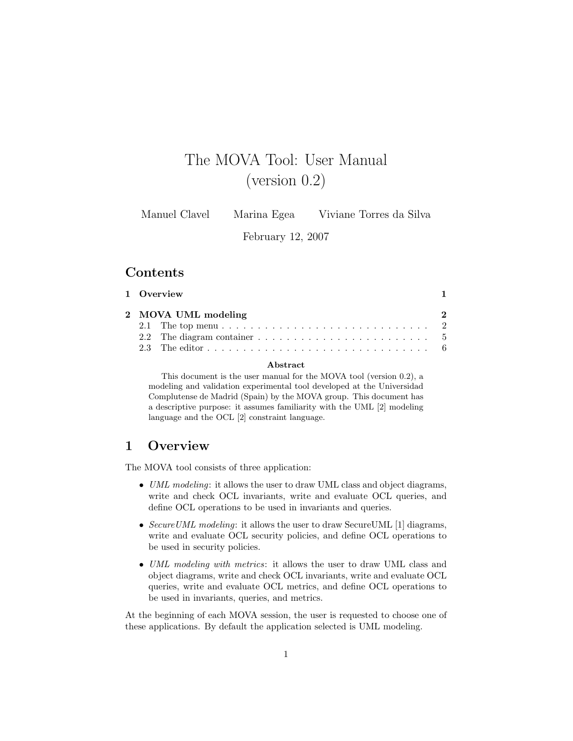# The MOVA Tool: User Manual (version 0.2)

Manuel Clavel     Marina Egea     Viviane Torres da Silva

February 12, 2007

## Contents

- **1 Overview** — **1**
- **2 MOVA UML modeling** — **2**
  - 2.1 The top menu — 2
  - 2.2 The diagram container — 5
  - 2.3 The editor — 6

**Abstract**

This document is the user manual for the MOVA tool (version 0.2), a modeling and validation experimental tool developed at the Universidad Complutense de Madrid (Spain) by the MOVA group. This document has a descriptive purpose: it assumes familiarity with the UML [2] modeling language and the OCL [2] constraint language.

## 1 Overview

The MOVA tool consists of three application:

- *UML modeling*: it allows the user to draw UML class and object diagrams, write and check OCL invariants, write and evaluate OCL queries, and define OCL operations to be used in invariants and queries.
- *SecureUML modeling*: it allows the user to draw SecureUML [1] diagrams, write and evaluate OCL security policies, and define OCL operations to be used in security policies.
- *UML modeling with metrics*: it allows the user to draw UML class and object diagrams, write and check OCL invariants, write and evaluate OCL queries, write and evaluate OCL metrics, and define OCL operations to be used in invariants, queries, and metrics.

At the beginning of each MOVA session, the user is requested to choose one of these applications. By default the application selected is UML modeling.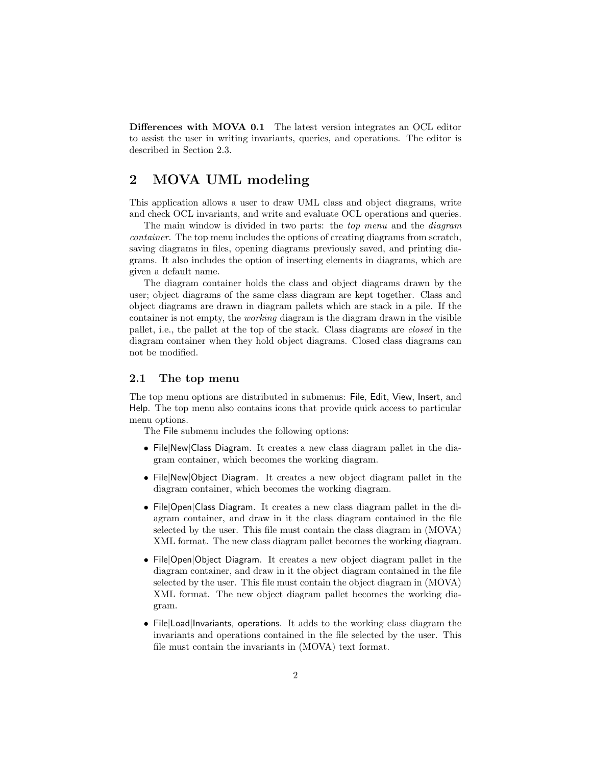**Differences with MOVA 0.1** The latest version integrates an OCL editor to assist the user in writing invariants, queries, and operations. The editor is described in Section 2.3.

# 2 MOVA UML modeling

This application allows a user to draw UML class and object diagrams, write and check OCL invariants, and write and evaluate OCL operations and queries.

The main window is divided in two parts: the *top menu* and the *diagram container*. The top menu includes the options of creating diagrams from scratch, saving diagrams in files, opening diagrams previously saved, and printing diagrams. It also includes the option of inserting elements in diagrams, which are given a default name.

The diagram container holds the class and object diagrams drawn by the user; object diagrams of the same class diagram are kept together. Class and object diagrams are drawn in diagram pallets which are stack in a pile. If the container is not empty, the *working* diagram is the diagram drawn in the visible pallet, i.e., the pallet at the top of the stack. Class diagrams are *closed* in the diagram container when they hold object diagrams. Closed class diagrams can not be modified.

## 2.1 The top menu

The top menu options are distributed in submenus: File, Edit, View, Insert, and Help. The top menu also contains icons that provide quick access to particular menu options.

The File submenu includes the following options:

- File|New|Class Diagram. It creates a new class diagram pallet in the diagram container, which becomes the working diagram.
- File|New|Object Diagram. It creates a new object diagram pallet in the diagram container, which becomes the working diagram.
- File|Open|Class Diagram. It creates a new class diagram pallet in the diagram container, and draw in it the class diagram contained in the file selected by the user. This file must contain the class diagram in (MOVA) XML format. The new class diagram pallet becomes the working diagram.
- File|Open|Object Diagram. It creates a new object diagram pallet in the diagram container, and draw in it the object diagram contained in the file selected by the user. This file must contain the object diagram in (MOVA) XML format. The new object diagram pallet becomes the working diagram.
- File|Load|Invariants, operations. It adds to the working class diagram the invariants and operations contained in the file selected by the user. This file must contain the invariants in (MOVA) text format.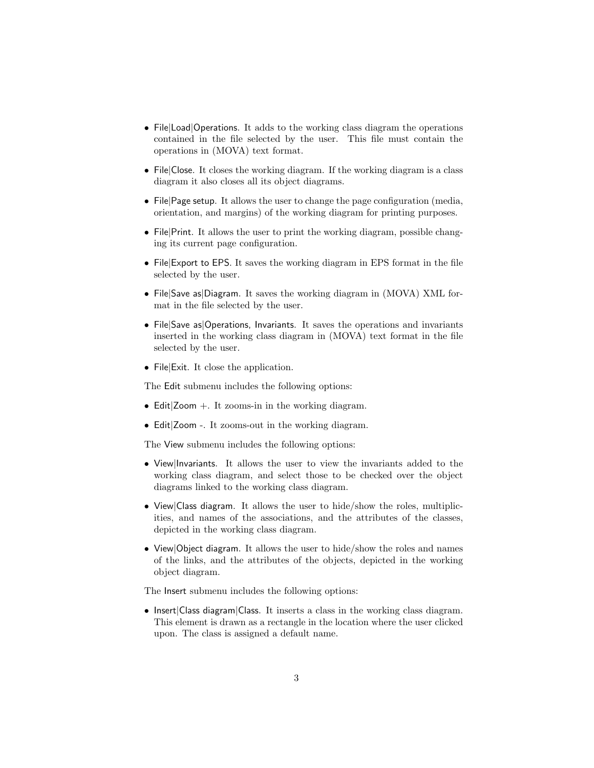- File|Load|Operations. It adds to the working class diagram the operations contained in the file selected by the user. This file must contain the operations in (MOVA) text format.
- File|Close. It closes the working diagram. If the working diagram is a class diagram it also closes all its object diagrams.
- File|Page setup. It allows the user to change the page configuration (media, orientation, and margins) of the working diagram for printing purposes.
- File|Print. It allows the user to print the working diagram, possible changing its current page configuration.
- File|Export to EPS. It saves the working diagram in EPS format in the file selected by the user.
- File|Save as|Diagram. It saves the working diagram in (MOVA) XML format in the file selected by the user.
- File|Save as|Operations, Invariants. It saves the operations and invariants inserted in the working class diagram in (MOVA) text format in the file selected by the user.
- File|Exit. It close the application.

The Edit submenu includes the following options:

- Edit|Zoom +. It zooms-in in the working diagram.
- Edit|Zoom -. It zooms-out in the working diagram.

The View submenu includes the following options:

- View|Invariants. It allows the user to view the invariants added to the working class diagram, and select those to be checked over the object diagrams linked to the working class diagram.
- View|Class diagram. It allows the user to hide/show the roles, multiplicities, and names of the associations, and the attributes of the classes, depicted in the working class diagram.
- View|Object diagram. It allows the user to hide/show the roles and names of the links, and the attributes of the objects, depicted in the working object diagram.

The Insert submenu includes the following options:

- Insert|Class diagram|Class. It inserts a class in the working class diagram. This element is drawn as a rectangle in the location where the user clicked upon. The class is assigned a default name.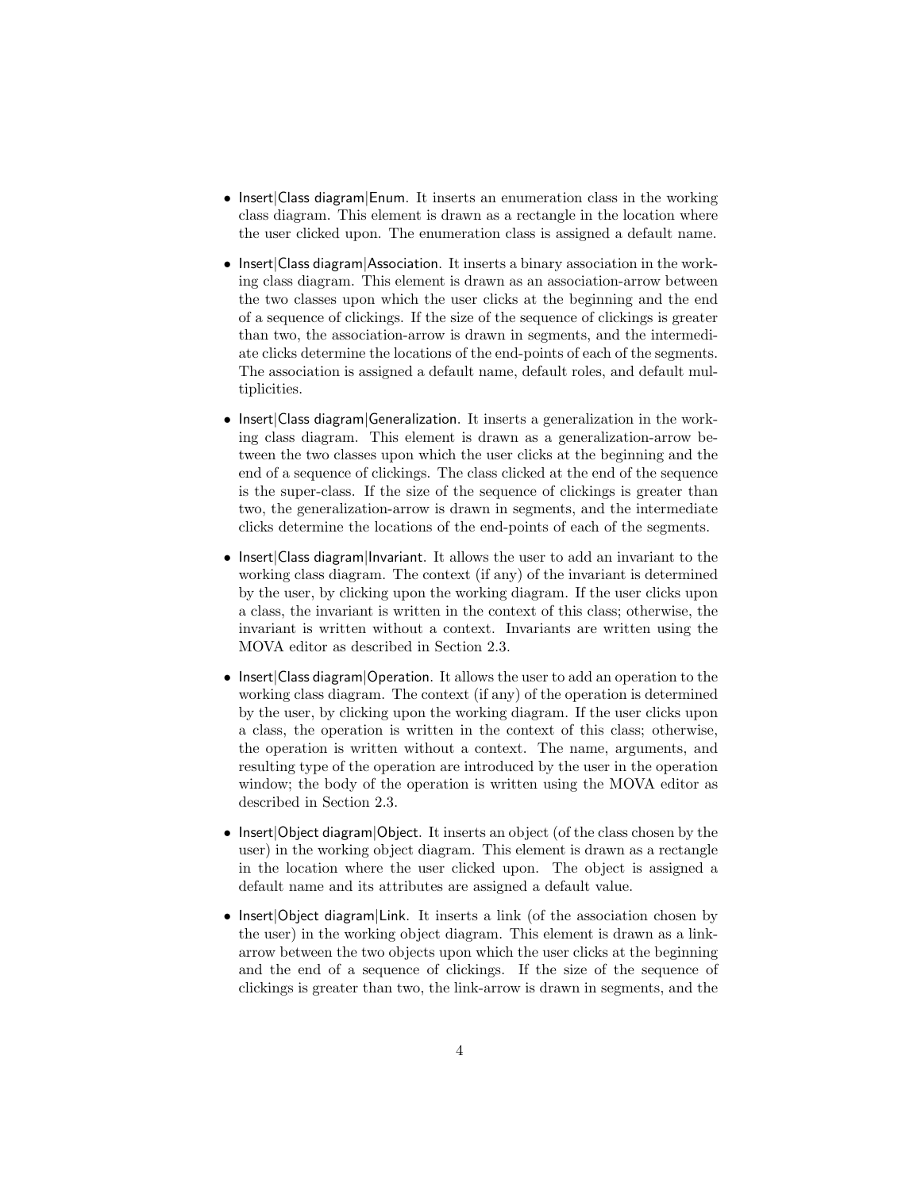- Insert|Class diagram|Enum. It inserts an enumeration class in the working class diagram. This element is drawn as a rectangle in the location where the user clicked upon. The enumeration class is assigned a default name.

- Insert|Class diagram|Association. It inserts a binary association in the working class diagram. This element is drawn as an association-arrow between the two classes upon which the user clicks at the beginning and the end of a sequence of clickings. If the size of the sequence of clickings is greater than two, the association-arrow is drawn in segments, and the intermediate clicks determine the locations of the end-points of each of the segments. The association is assigned a default name, default roles, and default multiplicities.

- Insert|Class diagram|Generalization. It inserts a generalization in the working class diagram. This element is drawn as a generalization-arrow between the two classes upon which the user clicks at the beginning and the end of a sequence of clickings. The class clicked at the end of the sequence is the super-class. If the size of the sequence of clickings is greater than two, the generalization-arrow is drawn in segments, and the intermediate clicks determine the locations of the end-points of each of the segments.

- Insert|Class diagram|Invariant. It allows the user to add an invariant to the working class diagram. The context (if any) of the invariant is determined by the user, by clicking upon the working diagram. If the user clicks upon a class, the invariant is written in the context of this class; otherwise, the invariant is written without a context. Invariants are written using the MOVA editor as described in Section 2.3.

- Insert|Class diagram|Operation. It allows the user to add an operation to the working class diagram. The context (if any) of the operation is determined by the user, by clicking upon the working diagram. If the user clicks upon a class, the operation is written in the context of this class; otherwise, the operation is written without a context. The name, arguments, and resulting type of the operation are introduced by the user in the operation window; the body of the operation is written using the MOVA editor as described in Section 2.3.

- Insert|Object diagram|Object. It inserts an object (of the class chosen by the user) in the working object diagram. This element is drawn as a rectangle in the location where the user clicked upon. The object is assigned a default name and its attributes are assigned a default value.

- Insert|Object diagram|Link. It inserts a link (of the association chosen by the user) in the working object diagram. This element is drawn as a link-arrow between the two objects upon which the user clicks at the beginning and the end of a sequence of clickings. If the size of the sequence of clickings is greater than two, the link-arrow is drawn in segments, and the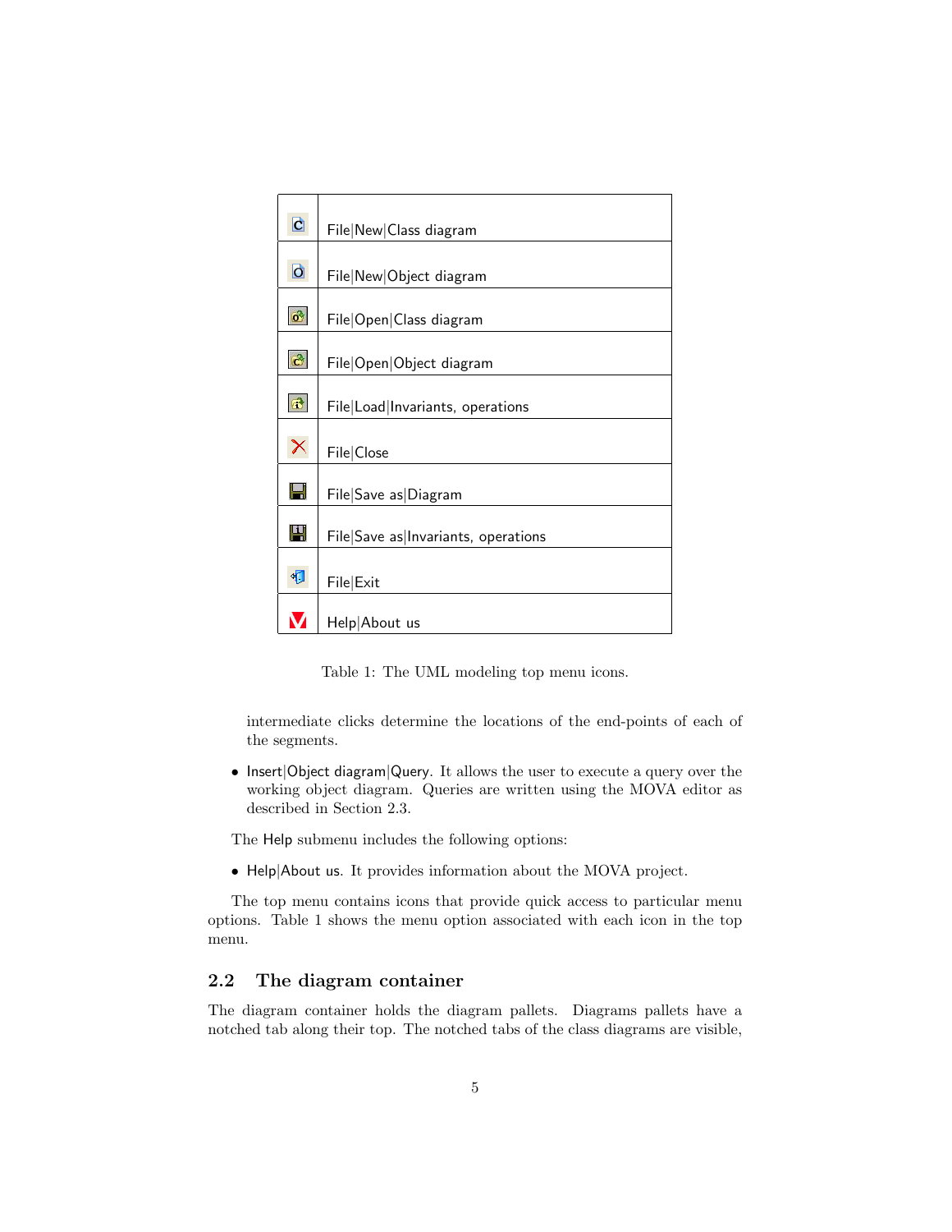| | |
|---|---|
| | File\|New\|Class diagram |
| | File\|New\|Object diagram |
| | File\|Open\|Class diagram |
| | File\|Open\|Object diagram |
| | File\|Load\|Invariants, operations |
| | File\|Close |
| | File\|Save as\|Diagram |
| | File\|Save as\|Invariants, operations |
| | File\|Exit |
| | Help\|About us |

Table 1: The UML modeling top menu icons.

intermediate clicks determine the locations of the end-points of each of the segments.

- Insert|Object diagram|Query. It allows the user to execute a query over the working object diagram. Queries are written using the MOVA editor as described in Section 2.3.

The Help submenu includes the following options:

- Help|About us. It provides information about the MOVA project.

The top menu contains icons that provide quick access to particular menu options. Table 1 shows the menu option associated with each icon in the top menu.

## 2.2 The diagram container

The diagram container holds the diagram pallets. Diagrams pallets have a notched tab along their top. The notched tabs of the class diagrams are visible,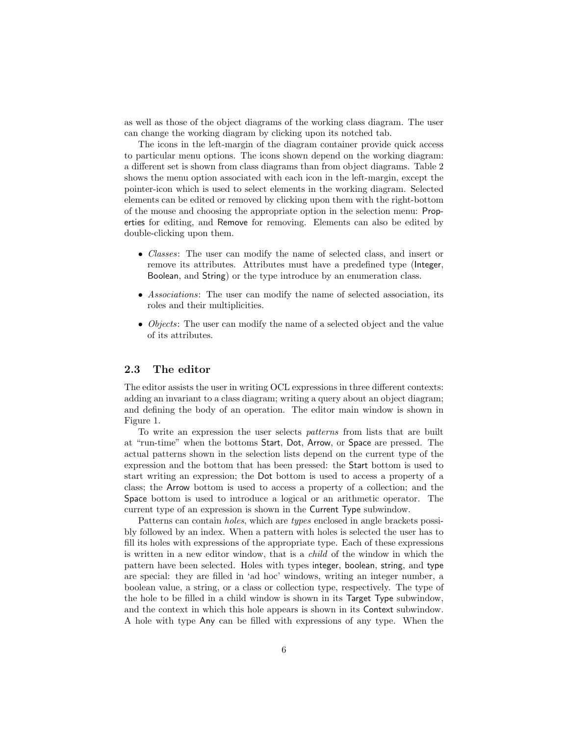as well as those of the object diagrams of the working class diagram. The user can change the working diagram by clicking upon its notched tab.

The icons in the left-margin of the diagram container provide quick access to particular menu options. The icons shown depend on the working diagram: a different set is shown from class diagrams than from object diagrams. Table 2 shows the menu option associated with each icon in the left-margin, except the pointer-icon which is used to select elements in the working diagram. Selected elements can be edited or removed by clicking upon them with the right-bottom of the mouse and choosing the appropriate option in the selection menu: Properties for editing, and Remove for removing. Elements can also be edited by double-clicking upon them.

- *Classes*: The user can modify the name of selected class, and insert or remove its attributes. Attributes must have a predefined type (Integer, Boolean, and String) or the type introduce by an enumeration class.
- *Associations*: The user can modify the name of selected association, its roles and their multiplicities.
- *Objects*: The user can modify the name of a selected object and the value of its attributes.

### 2.3 The editor

The editor assists the user in writing OCL expressions in three different contexts: adding an invariant to a class diagram; writing a query about an object diagram; and defining the body of an operation. The editor main window is shown in Figure 1.

To write an expression the user selects *patterns* from lists that are built at "run-time" when the bottoms Start, Dot, Arrow, or Space are pressed. The actual patterns shown in the selection lists depend on the current type of the expression and the bottom that has been pressed: the Start bottom is used to start writing an expression; the Dot bottom is used to access a property of a class; the Arrow bottom is used to access a property of a collection; and the Space bottom is used to introduce a logical or an arithmetic operator. The current type of an expression is shown in the Current Type subwindow.

Patterns can contain *holes*, which are *types* enclosed in angle brackets possibly followed by an index. When a pattern with holes is selected the user has to fill its holes with expressions of the appropriate type. Each of these expressions is written in a new editor window, that is a *child* of the window in which the pattern have been selected. Holes with types integer, boolean, string, and type are special: they are filled in 'ad hoc' windows, writing an integer number, a boolean value, a string, or a class or collection type, respectively. The type of the hole to be filled in a child window is shown in its Target Type subwindow, and the context in which this hole appears is shown in its Context subwindow. A hole with type Any can be filled with expressions of any type. When the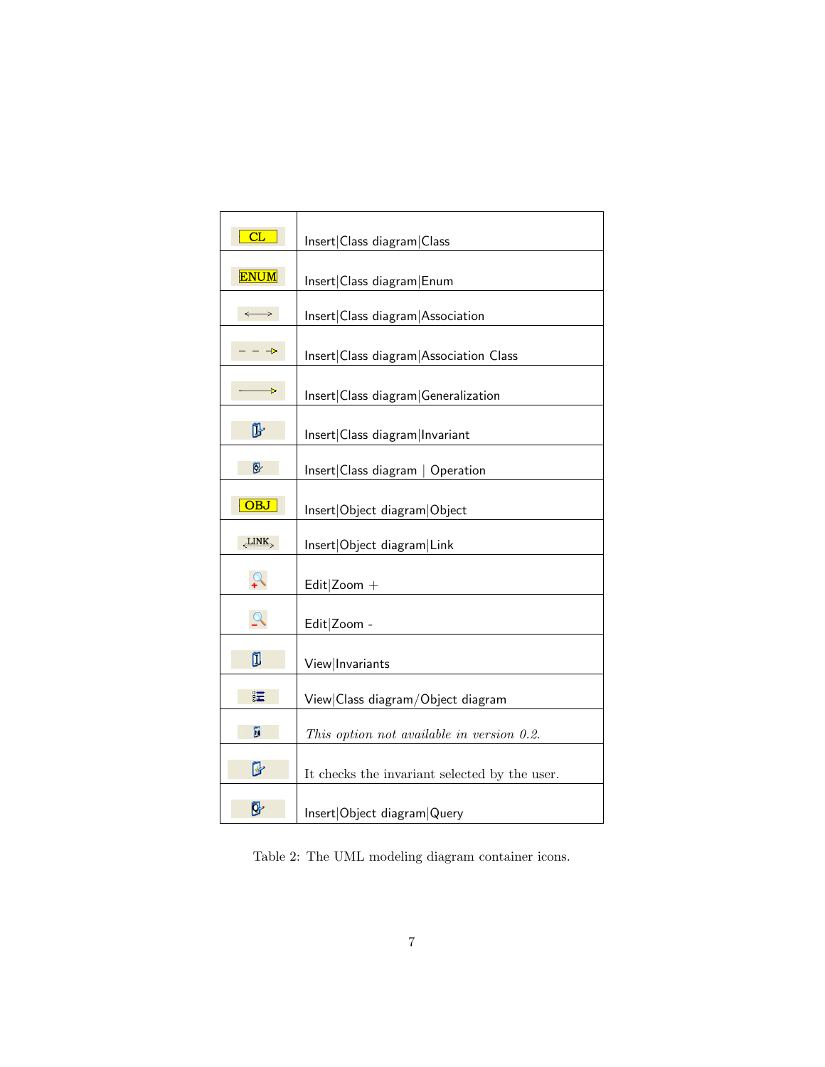| | |
|---|---|
| CL | Insert\|Class diagram\|Class |
| ENUM | Insert\|Class diagram\|Enum |
| ⟷ | Insert\|Class diagram\|Association |
| - - -▷ | Insert\|Class diagram\|Association Class |
| ——▷ | Insert\|Class diagram\|Generalization |
| | Insert\|Class diagram\|Invariant |
| | Insert\|Class diagram \| Operation |
| OBJ | Insert\|Object diagram\|Object |
| LINK | Insert\|Object diagram\|Link |
| | Edit\|Zoom + |
| | Edit\|Zoom - |
| | View\|Invariants |
| | View\|Class diagram/Object diagram |
| | *This option not available in version 0.2.* |
| | It checks the invariant selected by the user. |
| | Insert\|Object diagram\|Query |

Table 2: The UML modeling diagram container icons.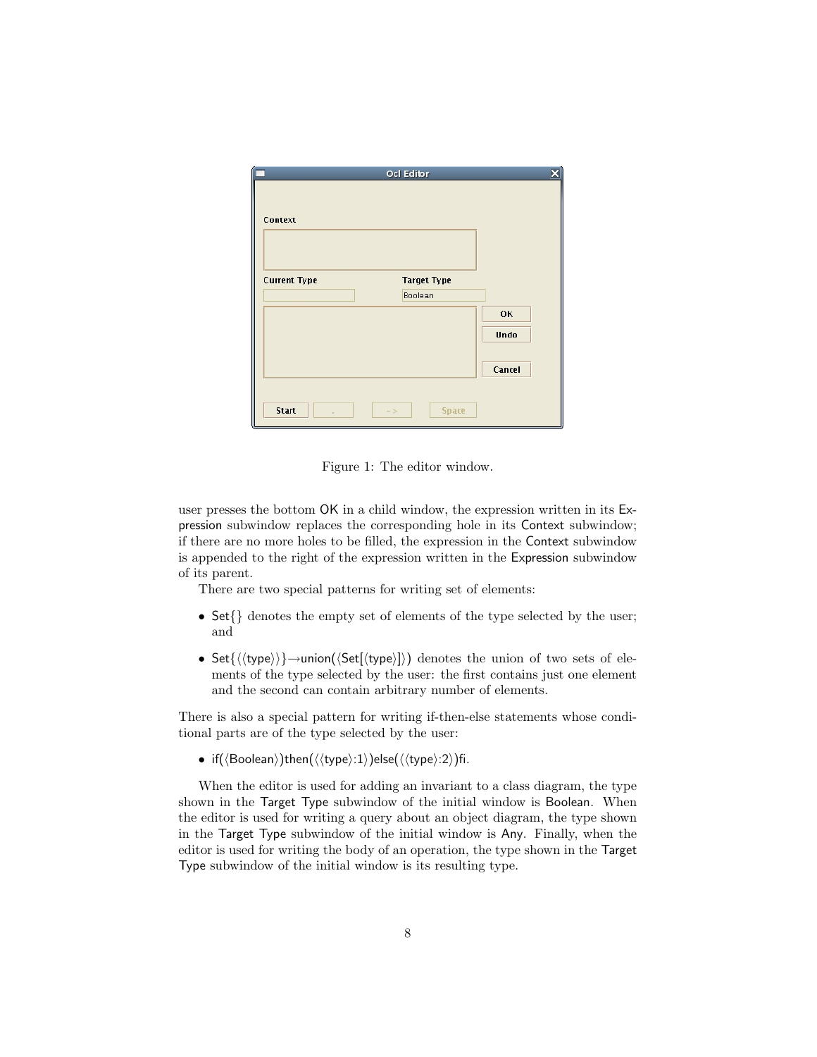Figure 1: The editor window.

user presses the bottom OK in a child window, the expression written in its Expression subwindow replaces the corresponding hole in its Context subwindow; if there are no more holes to be filled, the expression in the Context subwindow is appended to the right of the expression written in the Expression subwindow of its parent.

There are two special patterns for writing set of elements:

- Set{} denotes the empty set of elements of the type selected by the user; and
- Set{⟨⟨type⟩⟩}→union(⟨Set[⟨type⟩]⟩) denotes the union of two sets of elements of the type selected by the user: the first contains just one element and the second can contain arbitrary number of elements.

There is also a special pattern for writing if-then-else statements whose conditional parts are of the type selected by the user:

- if(⟨Boolean⟩)then(⟨⟨type⟩:1⟩)else(⟨⟨type⟩:2⟩)fi.

When the editor is used for adding an invariant to a class diagram, the type shown in the Target Type subwindow of the initial window is Boolean. When the editor is used for writing a query about an object diagram, the type shown in the Target Type subwindow of the initial window is Any. Finally, when the editor is used for writing the body of an operation, the type shown in the Target Type subwindow of the initial window is its resulting type.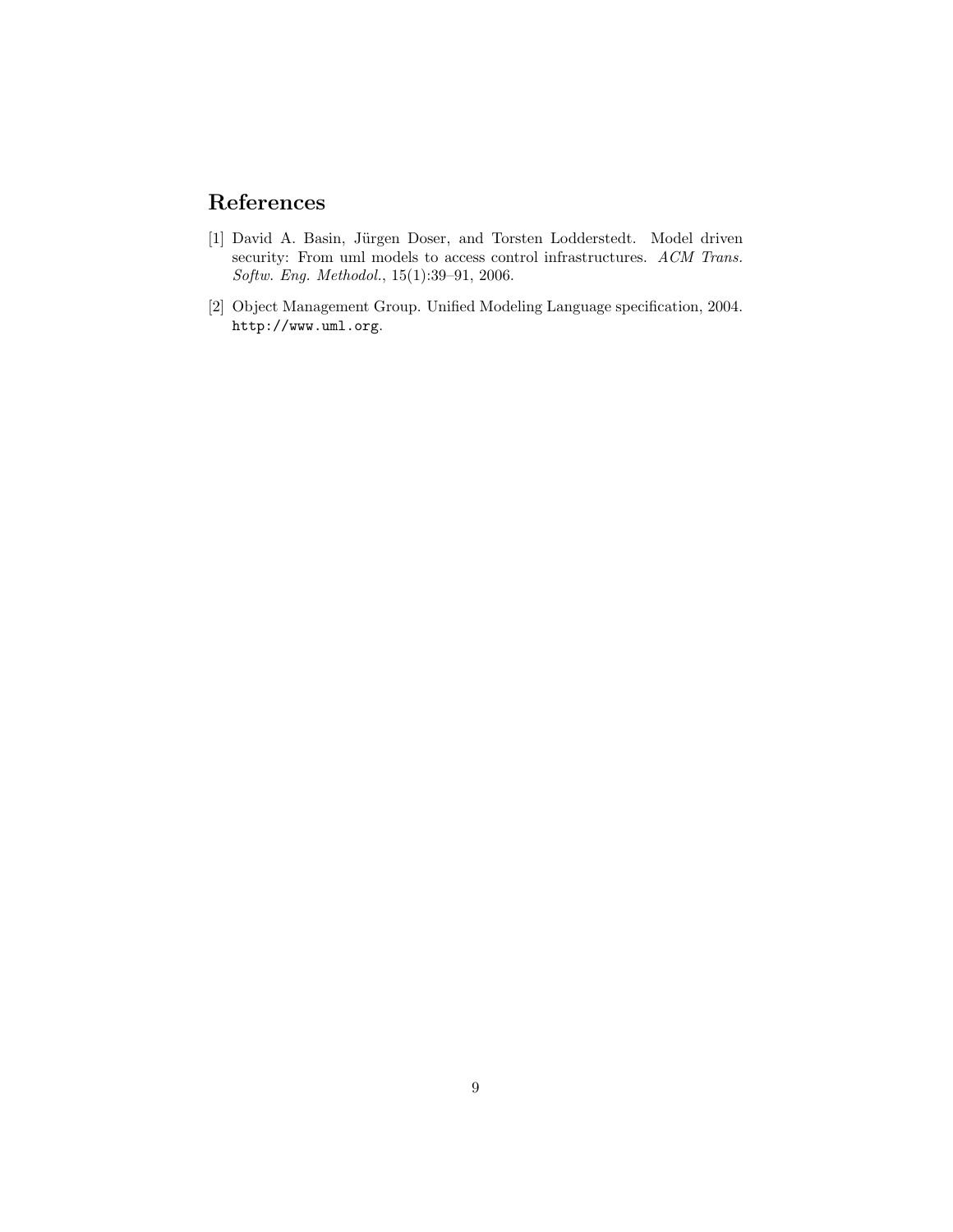## References

[1] David A. Basin, Jürgen Doser, and Torsten Lodderstedt. Model driven security: From uml models to access control infrastructures. *ACM Trans. Softw. Eng. Methodol.*, 15(1):39–91, 2006.

[2] Object Management Group. Unified Modeling Language specification, 2004. `http://www.uml.org`.